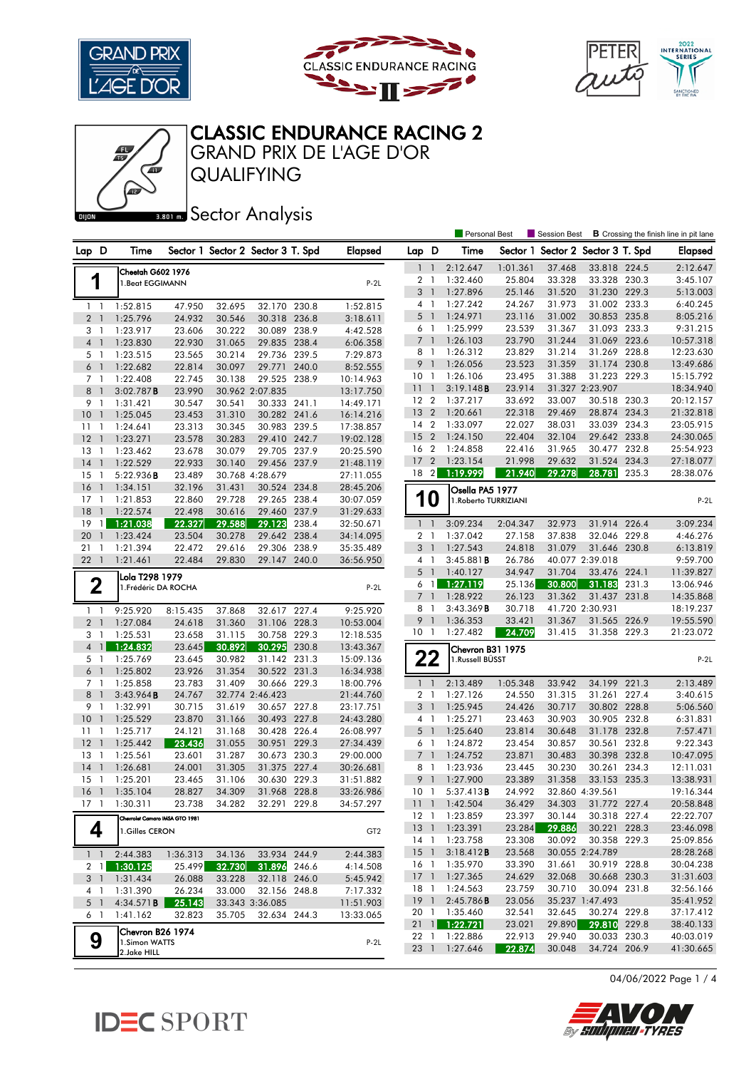# CLASSIC ENDURANCE RACING 2

## GRAND PRIX DE L'AGE D'OR

## QUALIFYING

### Sector Analysis

DIJON 3.801 m.

Personal Best | Session Best | **B** Crossing the finish line in pit lane

**1** — Cheetah G602 1976 — 1.Beat EGGIMANN — P-2L

| Lap | D | Time | Sector 1 | Sector 2 | Sector 3 | T. Spd | Elapsed |
|---|---|---|---|---|---|---|---|
| 1 | 1 | 1:52.815 | 47.950 | 32.695 | 32.170 | 230.8 | 1:52.815 |
| 2 | 1 | 1:25.796 | 24.932 | 30.546 | 30.318 | 236.8 | 3:18.611 |
| 3 | 1 | 1:23.917 | 23.606 | 30.222 | 30.089 | 238.9 | 4:42.528 |
| 4 | 1 | 1:23.830 | 22.930 | 31.065 | 29.835 | 238.4 | 6:06.358 |
| 5 | 1 | 1:23.515 | 23.565 | 30.214 | 29.736 | 239.5 | 7:29.873 |
| 6 | 1 | 1:22.682 | 22.814 | 30.097 | 29.771 | 240.0 | 8:52.555 |
| 7 | 1 | 1:22.408 | 22.745 | 30.138 | 29.525 | 238.9 | 10:14.963 |
| 8 | 1 | 3:02.787**B** | 23.990 | 30.962 | 2:07.835 | | 13:17.750 |
| 9 | 1 | 1:31.421 | 30.547 | 30.541 | 30.333 | 241.1 | 14:49.171 |
| 10 | 1 | 1:25.045 | 23.453 | 31.310 | 30.282 | 241.6 | 16:14.216 |
| 11 | 1 | 1:24.641 | 23.313 | 30.345 | 30.983 | 239.5 | 17:38.857 |
| 12 | 1 | 1:23.271 | 23.578 | 30.283 | 29.410 | 242.7 | 19:02.128 |
| 13 | 1 | 1:23.462 | 23.678 | 30.079 | 29.705 | 237.9 | 20:25.590 |
| 14 | 1 | 1:22.529 | 22.933 | 30.140 | 29.456 | 237.9 | 21:48.119 |
| 15 | 1 | 5:22.936**B** | 23.489 | 30.768 | 4:28.679 | | 27:11.055 |
| 16 | 1 | 1:34.151 | 32.196 | 31.431 | 30.524 | 234.8 | 28:45.206 |
| 17 | 1 | 1:21.853 | 22.860 | 29.728 | 29.265 | 238.4 | 30:07.059 |
| 18 | 1 | 1:22.574 | 22.498 | 30.616 | 29.460 | 237.9 | 31:29.633 |
| 19 | 1 | 1:21.038 | 22.327 | 29.588 | 29.123 | 238.4 | 32:50.671 |
| 20 | 1 | 1:23.424 | 23.504 | 30.278 | 29.642 | 238.4 | 34:14.095 |
| 21 | 1 | 1:21.394 | 22.472 | 29.616 | 29.306 | 238.9 | 35:35.489 |
| 22 | 1 | 1:21.461 | 22.484 | 29.830 | 29.147 | 240.0 | 36:56.950 |

**2** — Lola T298 1979 — 1.Frédéric DA ROCHA — P-2L

| Lap | D | Time | Sector 1 | Sector 2 | Sector 3 | T. Spd | Elapsed |
|---|---|---|---|---|---|---|---|
| 1 | 1 | 9:25.920 | 8:15.435 | 37.868 | 32.617 | 227.4 | 9:25.920 |
| 2 | 1 | 1:27.084 | 24.618 | 31.360 | 31.106 | 228.3 | 10:53.004 |
| 3 | 1 | 1:25.531 | 23.658 | 31.115 | 30.758 | 229.3 | 12:18.535 |
| 4 | 1 | 1:24.832 | 23.645 | 30.892 | 30.295 | 230.8 | 13:43.367 |
| 5 | 1 | 1:25.769 | 23.645 | 30.982 | 31.142 | 231.3 | 15:09.136 |
| 6 | 1 | 1:25.802 | 23.926 | 31.354 | 30.522 | 231.3 | 16:34.938 |
| 7 | 1 | 1:25.858 | 23.783 | 31.409 | 30.666 | 229.3 | 18:00.796 |
| 8 | 1 | 3:43.964**B** | 24.767 | 32.774 | 2:46.423 | | 21:44.760 |
| 9 | 1 | 1:32.991 | 30.715 | 31.619 | 30.657 | 227.8 | 23:17.751 |
| 10 | 1 | 1:25.529 | 23.870 | 31.166 | 30.493 | 227.8 | 24:43.280 |
| 11 | 1 | 1:25.717 | 24.121 | 31.168 | 30.428 | 226.4 | 26:08.997 |
| 12 | 1 | 1:25.442 | 23.436 | 31.055 | 30.951 | 229.3 | 27:34.439 |
| 13 | 1 | 1:25.561 | 23.601 | 31.287 | 30.673 | 230.3 | 29:00.000 |
| 14 | 1 | 1:26.681 | 24.001 | 31.305 | 31.375 | 227.4 | 30:26.681 |
| 15 | 1 | 1:25.201 | 23.465 | 31.106 | 30.630 | 229.3 | 31:51.882 |
| 16 | 1 | 1:35.104 | 28.827 | 34.309 | 31.968 | 228.8 | 33:26.986 |
| 17 | 1 | 1:30.311 | 23.738 | 34.282 | 32.291 | 229.8 | 34:57.297 |

**4** — Chevrolet Camaro IMSA GTO 1981 — 1.Gilles CERON — GT2

| Lap | D | Time | Sector 1 | Sector 2 | Sector 3 | T. Spd | Elapsed |
|---|---|---|---|---|---|---|---|
| 1 | 1 | 2:44.383 | 1:36.313 | 34.136 | 33.934 | 244.9 | 2:44.383 |
| 2 | 1 | 1:30.125 | 25.499 | 32.730 | 31.896 | 246.6 | 4:14.508 |
| 3 | 1 | 1:31.434 | 26.088 | 33.228 | 32.118 | 246.0 | 5:45.942 |
| 4 | 1 | 1:31.390 | 26.234 | 33.000 | 32.156 | 248.8 | 7:17.332 |
| 5 | 1 | 4:34.571**B** | 25.143 | 33.343 | 3:36.085 | | 11:51.903 |
| 6 | 1 | 1:41.162 | 32.823 | 35.705 | 32.634 | 244.3 | 13:33.065 |

**9** — Chevron B26 1974 — 1.Simon WATTS, 2.Jake HILL — P-2L

| Lap | D | Time | Sector 1 | Sector 2 | Sector 3 | T. Spd | Elapsed |
|---|---|---|---|---|---|---|---|
| 1 | 1 | 2:12.647 | 1:01.361 | 37.468 | 33.818 | 224.5 | 2:12.647 |
| 2 | 1 | 1:32.460 | 25.804 | 33.328 | 33.328 | 230.3 | 3:45.107 |
| 3 | 1 | 1:27.896 | 25.146 | 31.520 | 31.230 | 229.3 | 5:13.003 |
| 4 | 1 | 1:27.242 | 24.267 | 31.973 | 31.002 | 233.3 | 6:40.245 |
| 5 | 1 | 1:24.971 | 23.116 | 31.002 | 30.853 | 235.8 | 8:05.216 |
| 6 | 1 | 1:25.999 | 23.539 | 31.367 | 31.093 | 233.3 | 9:31.215 |
| 7 | 1 | 1:26.103 | 23.790 | 31.244 | 31.069 | 223.6 | 10:57.318 |
| 8 | 1 | 1:26.312 | 23.829 | 31.214 | 31.269 | 228.8 | 12:23.630 |
| 9 | 1 | 1:26.056 | 23.523 | 31.359 | 31.174 | 230.8 | 13:49.686 |
| 10 | 1 | 1:26.106 | 23.495 | 31.388 | 31.223 | 229.3 | 15:15.792 |
| 11 | 1 | 3:19.148**B** | 23.914 | 31.327 | 2:23.907 | | 18:34.940 |
| 12 | 2 | 1:37.217 | 33.692 | 33.007 | 30.518 | 230.3 | 20:12.157 |
| 13 | 2 | 1:20.661 | 22.318 | 29.469 | 28.874 | 234.3 | 21:32.818 |
| 14 | 2 | 1:33.097 | 22.027 | 38.031 | 33.039 | 234.3 | 23:05.915 |
| 15 | 2 | 1:24.150 | 22.404 | 32.104 | 29.642 | 233.8 | 24:30.065 |
| 16 | 2 | 1:24.858 | 22.416 | 31.965 | 30.477 | 232.8 | 25:54.923 |
| 17 | 2 | 1:23.154 | 21.998 | 29.632 | 31.524 | 234.3 | 27:18.077 |
| 18 | 2 | 1:19.999 | 21.940 | 29.278 | 28.781 | 235.3 | 28:38.076 |

**10** — Osella PA5 1977 — 1.Roberto TURRIZIANI — P-2L

| Lap | D | Time | Sector 1 | Sector 2 | Sector 3 | T. Spd | Elapsed |
|---|---|---|---|---|---|---|---|
| 1 | 1 | 3:09.234 | 2:04.347 | 32.973 | 31.914 | 226.4 | 3:09.234 |
| 2 | 1 | 1:37.042 | 27.158 | 37.838 | 32.046 | 229.8 | 4:46.276 |
| 3 | 1 | 1:27.543 | 24.818 | 31.079 | 31.646 | 230.8 | 6:13.819 |
| 4 | 1 | 3:45.881**B** | 26.786 | 40.077 | 2:39.018 | | 9:59.700 |
| 5 | 1 | 1:40.127 | 34.947 | 31.704 | 33.476 | 224.1 | 11:39.827 |
| 6 | 1 | 1:27.119 | 25.136 | 30.800 | 31.183 | 231.3 | 13:06.946 |
| 7 | 1 | 1:28.922 | 26.123 | 31.362 | 31.437 | 231.8 | 14:35.868 |
| 8 | 1 | 3:43.369**B** | 30.718 | 41.720 | 2:30.931 | | 18:19.237 |
| 9 | 1 | 1:36.353 | 31.367 | 31.565 | 33.421 | 226.9 | 19:55.590 |
| 10 | 1 | 1:27.482 | 24.709 | 31.415 | 31.358 | 229.3 | 21:23.072 |

**22** — Chevron B31 1975 — 1.Russell BÜSST — P-2L

| Lap | D | Time | Sector 1 | Sector 2 | Sector 3 | T. Spd | Elapsed |
|---|---|---|---|---|---|---|---|
| 1 | 1 | 2:13.489 | 1:05.348 | 33.942 | 34.199 | 221.3 | 2:13.489 |
| 2 | 1 | 1:27.126 | 24.550 | 31.315 | 31.261 | 227.4 | 3:40.615 |
| 3 | 1 | 1:25.945 | 24.426 | 30.717 | 30.802 | 228.8 | 5:06.560 |
| 4 | 1 | 1:25.271 | 23.463 | 30.903 | 30.905 | 232.8 | 6:31.831 |
| 5 | 1 | 1:25.640 | 23.814 | 30.648 | 31.178 | 232.8 | 7:57.471 |
| 6 | 1 | 1:24.872 | 23.454 | 30.857 | 30.561 | 232.8 | 9:22.343 |
| 7 | 1 | 1:24.752 | 23.871 | 30.483 | 30.398 | 232.8 | 10:47.095 |
| 8 | 1 | 1:23.936 | 23.445 | 30.230 | 30.261 | 234.3 | 12:11.031 |
| 9 | 1 | 1:27.900 | 23.389 | 31.358 | 33.153 | 235.3 | 13:38.931 |
| 10 | 1 | 5:37.413**B** | 24.992 | 32.860 | 4:39.561 | | 19:16.344 |
| 11 | 1 | 1:42.504 | 36.429 | 34.303 | 31.772 | 227.4 | 20:58.848 |
| 12 | 1 | 1:23.859 | 23.397 | 30.144 | 30.318 | 227.4 | 22:22.707 |
| 13 | 1 | 1:23.391 | 23.284 | 29.886 | 30.221 | 228.3 | 23:46.098 |
| 14 | 1 | 1:23.758 | 23.308 | 30.092 | 30.358 | 229.3 | 25:09.856 |
| 15 | 1 | 3:18.412**B** | 23.568 | 30.055 | 2:24.789 | | 28:28.268 |
| 16 | 1 | 1:35.970 | 33.390 | 31.661 | 30.919 | 228.8 | 30:04.238 |
| 17 | 1 | 1:27.365 | 24.629 | 32.068 | 30.668 | 230.3 | 31:31.603 |
| 18 | 1 | 1:24.563 | 23.759 | 30.710 | 30.094 | 231.8 | 32:56.166 |
| 19 | 1 | 2:45.786**B** | 23.056 | 35.237 | 1:47.493 | | 35:41.952 |
| 20 | 1 | 1:35.460 | 32.541 | 32.645 | 30.274 | 229.8 | 37:17.412 |
| 21 | 1 | 1:22.721 | 23.021 | 29.890 | 29.810 | 229.8 | 38:40.133 |
| 22 | 1 | 1:22.886 | 22.913 | 29.940 | 30.033 | 230.3 | 40:03.019 |
| 23 | 1 | 1:27.646 | 22.874 | 30.048 | 34.724 | 206.9 | 41:30.665 |

04/06/2022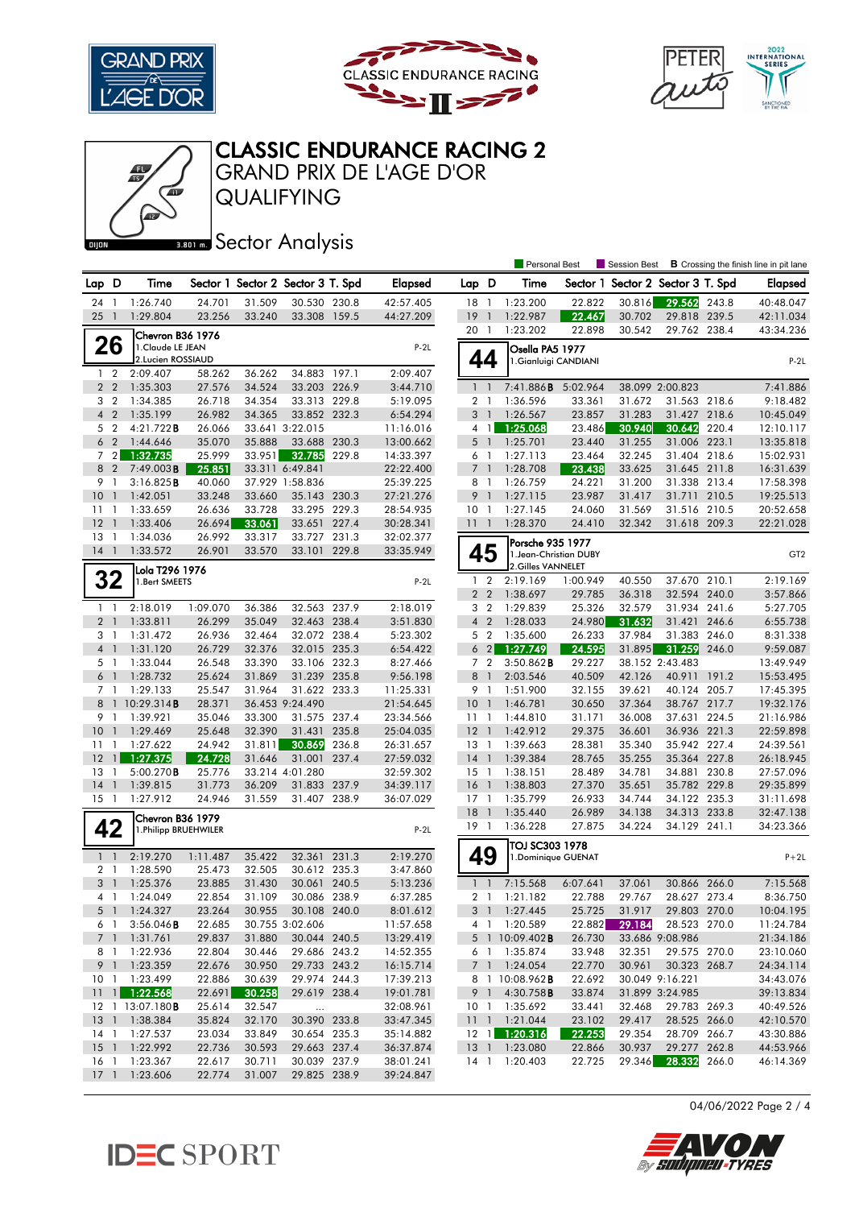# CLASSIC ENDURANCE RACING 2

## GRAND PRIX DE L'AGE D'OR

## QUALIFYING

## Sector Analysis

Personal Best | Session Best | **B** Crossing the finish line in pit lane

| Lap | D | Time | Sector 1 | Sector 2 | Sector 3 | T. Spd | Elapsed |
|---|---|---|---|---|---|---|---|
| 24 | 1 | 1:26.740 | 24.701 | 31.509 | 30.530 | 230.8 | 42:57.405 |
| 25 | 1 | 1:29.804 | 23.256 | 33.240 | 33.308 | 159.5 | 44:27.209 |

### 26 — Chevron B36 1976 — P-2L
1.Claude LE JEAN
2.Lucien ROSSIAUD

| Lap | D | Time | Sector 1 | Sector 2 | Sector 3 | T. Spd | Elapsed |
|---|---|---|---|---|---|---|---|
| 1 | 2 | 2:09.407 | 58.262 | 36.262 | 34.883 | 197.1 | 2:09.407 |
| 2 | 2 | 1:35.303 | 27.576 | 34.524 | 33.203 | 226.9 | 3:44.710 |
| 3 | 2 | 1:34.385 | 26.718 | 34.354 | 33.313 | 229.8 | 5:19.095 |
| 4 | 2 | 1:35.199 | 26.982 | 34.365 | 33.852 | 232.3 | 6:54.294 |
| 5 | 2 | 4:21.722**B** | 26.066 | 33.641 | 3:22.015 | | 11:16.016 |
| 6 | 2 | 1:44.646 | 35.070 | 35.888 | 33.688 | 230.3 | 13:00.662 |
| 7 | 2 | 1:32.735 | 25.999 | 33.951 | 32.785 | 229.8 | 14:33.397 |
| 8 | 2 | 7:49.003**B** | 25.851 | 33.311 | 6:49.841 | | 22:22.400 |
| 9 | 1 | 3:16.825**B** | 40.060 | 37.929 | 1:58.836 | | 25:39.225 |
| 10 | 1 | 1:42.051 | 33.248 | 33.660 | 35.143 | 230.3 | 27:21.276 |
| 11 | 1 | 1:33.659 | 26.636 | 33.728 | 33.295 | 229.3 | 28:54.935 |
| 12 | 1 | 1:33.406 | 26.694 | 33.061 | 33.651 | 227.4 | 30:28.341 |
| 13 | 1 | 1:34.036 | 26.992 | 33.317 | 33.727 | 231.3 | 32:02.377 |
| 14 | 1 | 1:33.572 | 26.901 | 33.570 | 33.101 | 229.8 | 33:35.949 |

### 32 — Lola T296 1976 — P-2L
1.Bert SMEETS

| Lap | D | Time | Sector 1 | Sector 2 | Sector 3 | T. Spd | Elapsed |
|---|---|---|---|---|---|---|---|
| 1 | 1 | 2:18.019 | 1:09.070 | 36.386 | 32.563 | 237.9 | 2:18.019 |
| 2 | 1 | 1:33.811 | 26.299 | 35.049 | 32.463 | 238.4 | 3:51.830 |
| 3 | 1 | 1:31.472 | 26.936 | 32.464 | 32.072 | 238.4 | 5:23.302 |
| 4 | 1 | 1:31.120 | 26.729 | 32.376 | 32.015 | 235.3 | 6:54.422 |
| 5 | 1 | 1:33.044 | 26.548 | 33.390 | 33.106 | 232.3 | 8:27.466 |
| 6 | 1 | 1:28.732 | 25.624 | 31.869 | 31.239 | 235.8 | 9:56.198 |
| 7 | 1 | 1:29.133 | 25.547 | 31.964 | 31.622 | 233.3 | 11:25.331 |
| 8 | 1 | 10:29.314**B** | 28.371 | 36.453 | 9:24.490 | | 21:54.645 |
| 9 | 1 | 1:39.921 | 35.046 | 33.300 | 31.575 | 237.4 | 23:34.566 |
| 10 | 1 | 1:29.469 | 25.648 | 32.390 | 31.431 | 235.8 | 25:04.035 |
| 11 | 1 | 1:27.622 | 24.942 | 31.811 | 30.869 | 236.8 | 26:31.657 |
| 12 | 1 | 1:27.375 | 24.728 | 31.646 | 31.001 | 237.4 | 27:59.032 |
| 13 | 1 | 5:00.270**B** | 25.776 | 33.214 | 4:01.280 | | 32:59.302 |
| 14 | 1 | 1:39.815 | 31.773 | 36.209 | 31.833 | 237.9 | 34:39.117 |
| 15 | 1 | 1:27.912 | 24.946 | 31.559 | 31.407 | 238.9 | 36:07.029 |

### 42 — Chevron B36 1979 — P-2L
1.Philipp BRUEHWILER

| Lap | D | Time | Sector 1 | Sector 2 | Sector 3 | T. Spd | Elapsed |
|---|---|---|---|---|---|---|---|
| 1 | 1 | 2:19.270 | 1:11.487 | 35.422 | 32.361 | 231.3 | 2:19.270 |
| 2 | 1 | 1:28.590 | 25.473 | 32.505 | 30.612 | 235.3 | 3:47.860 |
| 3 | 1 | 1:25.376 | 23.885 | 31.430 | 30.061 | 240.5 | 5:13.236 |
| 4 | 1 | 1:24.049 | 22.854 | 31.109 | 30.086 | 238.9 | 6:37.285 |
| 5 | 1 | 1:24.327 | 23.264 | 30.955 | 30.108 | 240.0 | 8:01.612 |
| 6 | 1 | 3:56.046**B** | 22.685 | 30.755 | 3:02.606 | | 11:57.658 |
| 7 | 1 | 1:31.761 | 29.837 | 31.880 | 30.044 | 240.5 | 13:29.419 |
| 8 | 1 | 1:22.936 | 22.804 | 30.446 | 29.686 | 243.2 | 14:52.355 |
| 9 | 1 | 1:23.359 | 22.676 | 30.950 | 29.733 | 243.2 | 16:15.714 |
| 10 | 1 | 1:23.499 | 22.886 | 30.639 | 29.974 | 244.3 | 17:39.213 |
| 11 | 1 | 1:22.568 | 22.691 | 30.258 | 29.619 | 238.4 | 19:01.781 |
| 12 | 1 | 13:07.180**B** | 25.614 | 32.547 | ... | | 32:08.961 |
| 13 | 1 | 1:38.384 | 35.824 | 32.170 | 30.390 | 233.8 | 33:47.345 |
| 14 | 1 | 1:27.537 | 23.034 | 33.849 | 30.654 | 235.3 | 35:14.882 |
| 15 | 1 | 1:22.992 | 22.736 | 30.593 | 29.663 | 237.4 | 36:37.874 |
| 16 | 1 | 1:23.367 | 22.617 | 30.711 | 30.039 | 237.9 | 38:01.241 |
| 17 | 1 | 1:23.606 | 22.774 | 31.007 | 29.825 | 238.9 | 39:24.847 |
| 18 | 1 | 1:23.200 | 22.822 | 30.816 | 29.562 | 243.8 | 40:48.047 |
| 19 | 1 | 1:22.987 | 22.467 | 30.702 | 29.818 | 239.5 | 42:11.034 |
| 20 | 1 | 1:23.202 | 22.898 | 30.542 | 29.762 | 238.4 | 43:34.236 |

### 44 — Osella PA5 1977 — P-2L
1.Gianluigi CANDIANI

| Lap | D | Time | Sector 1 | Sector 2 | Sector 3 | T. Spd | Elapsed |
|---|---|---|---|---|---|---|---|
| 1 | 1 | 7:41.886**B** | 5:02.964 | 38.099 | 2:00.823 | | 7:41.886 |
| 2 | 1 | 1:36.596 | 33.361 | 31.672 | 31.563 | 218.6 | 9:18.482 |
| 3 | 1 | 1:26.567 | 23.857 | 31.283 | 31.427 | 218.6 | 10:45.049 |
| 4 | 1 | 1:25.068 | 23.486 | 30.940 | 30.642 | 220.4 | 12:10.117 |
| 5 | 1 | 1:25.701 | 23.440 | 31.255 | 31.006 | 223.1 | 13:35.818 |
| 6 | 1 | 1:27.113 | 23.464 | 32.245 | 31.404 | 218.6 | 15:02.931 |
| 7 | 1 | 1:28.708 | 23.438 | 33.625 | 31.645 | 211.8 | 16:31.639 |
| 8 | 1 | 1:26.759 | 24.221 | 31.200 | 31.338 | 213.4 | 17:58.398 |
| 9 | 1 | 1:27.115 | 23.987 | 31.417 | 31.711 | 210.5 | 19:25.513 |
| 10 | 1 | 1:27.145 | 24.060 | 31.569 | 31.516 | 210.5 | 20:52.658 |
| 11 | 1 | 1:28.370 | 24.410 | 32.342 | 31.618 | 209.3 | 22:21.028 |

### 45 — Porsche 935 1977 — GT2
1.Jean-Christian DUBY
2.Gilles VANNELET

| Lap | D | Time | Sector 1 | Sector 2 | Sector 3 | T. Spd | Elapsed |
|---|---|---|---|---|---|---|---|
| 1 | 2 | 2:19.169 | 1:00.949 | 40.550 | 37.670 | 210.1 | 2:19.169 |
| 2 | 2 | 1:38.697 | 29.785 | 36.318 | 32.594 | 240.0 | 3:57.866 |
| 3 | 2 | 1:29.839 | 25.326 | 32.579 | 31.934 | 241.6 | 5:27.705 |
| 4 | 2 | 1:28.033 | 24.980 | 31.632 | 31.421 | 246.6 | 6:55.738 |
| 5 | 2 | 1:35.600 | 26.233 | 37.984 | 31.383 | 246.0 | 8:31.338 |
| 6 | 2 | 1:27.749 | 24.595 | 31.895 | 31.259 | 246.0 | 9:59.087 |
| 7 | 2 | 3:50.862**B** | 29.227 | 38.152 | 2:43.483 | | 13:49.949 |
| 8 | 1 | 2:03.546 | 40.509 | 42.126 | 40.911 | 191.2 | 15:53.495 |
| 9 | 1 | 1:51.900 | 32.155 | 39.621 | 40.124 | 205.7 | 17:45.395 |
| 10 | 1 | 1:46.781 | 30.650 | 37.364 | 38.767 | 217.7 | 19:32.176 |
| 11 | 1 | 1:44.810 | 31.171 | 36.008 | 37.631 | 224.5 | 21:16.986 |
| 12 | 1 | 1:42.912 | 29.375 | 36.601 | 36.936 | 221.3 | 22:59.898 |
| 13 | 1 | 1:39.663 | 28.381 | 35.340 | 35.942 | 227.4 | 24:39.561 |
| 14 | 1 | 1:39.384 | 28.765 | 35.255 | 35.364 | 227.8 | 26:18.945 |
| 15 | 1 | 1:38.151 | 28.489 | 34.781 | 34.881 | 230.8 | 27:57.096 |
| 16 | 1 | 1:38.803 | 27.370 | 35.651 | 35.782 | 229.8 | 29:35.899 |
| 17 | 1 | 1:35.799 | 26.933 | 34.744 | 34.122 | 235.3 | 31:11.698 |
| 18 | 1 | 1:35.440 | 26.989 | 34.138 | 34.313 | 233.8 | 32:47.138 |
| 19 | 1 | 1:36.228 | 27.875 | 34.224 | 34.129 | 241.1 | 34:23.366 |

### 49 — TOJ SC303 1978 — P+2L
1.Dominique GUENAT

| Lap | D | Time | Sector 1 | Sector 2 | Sector 3 | T. Spd | Elapsed |
|---|---|---|---|---|---|---|---|
| 1 | 1 | 7:15.568 | 6:07.641 | 37.061 | 30.866 | 266.0 | 7:15.568 |
| 2 | 1 | 1:21.182 | 22.788 | 29.767 | 28.627 | 273.4 | 8:36.750 |
| 3 | 1 | 1:27.445 | 25.725 | 31.917 | 29.803 | 270.0 | 10:04.195 |
| 4 | 1 | 1:20.589 | 22.882 | 29.184 | 28.523 | 270.0 | 11:24.784 |
| 5 | 1 | 10:09.402**B** | 26.730 | 33.686 | 9:08.986 | | 21:34.186 |
| 6 | 1 | 1:35.874 | 33.948 | 32.351 | 29.575 | 270.0 | 23:10.060 |
| 7 | 1 | 1:24.054 | 22.770 | 30.961 | 30.323 | 268.7 | 24:34.114 |
| 8 | 1 | 10:08.962**B** | 22.692 | 30.049 | 9:16.221 | | 34:43.076 |
| 9 | 1 | 4:30.758**B** | 33.874 | 31.899 | 3:24.985 | | 39:13.834 |
| 10 | 1 | 1:35.692 | 33.441 | 32.468 | 29.783 | 269.3 | 40:49.526 |
| 11 | 1 | 1:21.044 | 23.102 | 29.417 | 28.525 | 266.0 | 42:10.570 |
| 12 | 1 | 1:20.316 | 22.253 | 29.354 | 28.709 | 266.7 | 43:30.886 |
| 13 | 1 | 1:23.080 | 22.866 | 30.937 | 29.277 | 262.8 | 44:53.966 |
| 14 | 1 | 1:20.403 | 22.725 | 29.346 | 28.332 | 266.0 | 46:14.369 |

04/06/2022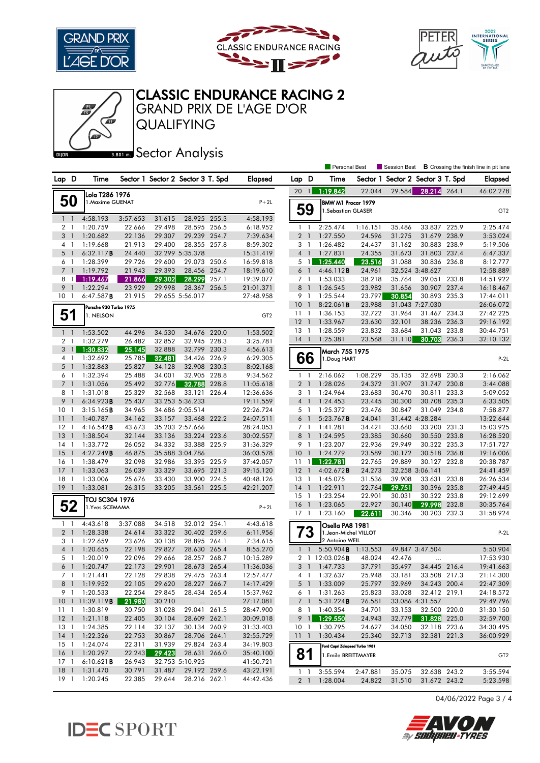# CLASSIC ENDURANCE RACING 2

## GRAND PRIX DE L'AGE D'OR

## QUALIFYING

### Sector Analysis

Dijon 3.801 m.

Personal Best | Session Best | **B** Crossing the finish line in pit lane

### 50 — Lola T286 1976 — 1.Maxime GUENAT — P+2L

| Lap | D | Time | Sector 1 | Sector 2 | Sector 3 | T. Spd | Elapsed |
|---|---|---|---|---|---|---|---|
| 1 | 1 | 4:58.193 | 3:57.653 | 31.615 | 28.925 | 255.3 | 4:58.193 |
| 2 | 1 | 1:20.759 | 22.666 | 29.498 | 28.595 | 256.5 | 6:18.952 |
| 3 | 1 | 1:20.682 | 22.136 | 29.307 | 29.239 | 254.7 | 7:39.634 |
| 4 | 1 | 1:19.668 | 21.913 | 29.400 | 28.355 | 257.8 | 8:59.302 |
| 5 | 1 | 6:32.117**B** | 24.440 | 32.299 | 5:35.378 | | 15:31.419 |
| 6 | 1 | 1:28.399 | 29.726 | 29.600 | 29.073 | 250.6 | 16:59.818 |
| 7 | 1 | 1:19.792 | 21.943 | 29.393 | 28.456 | 254.7 | 18:19.610 |
| 8 | 1 | 1:19.467 | 21.866 | 29.302 | 28.299 | 257.1 | 19:39.077 |
| 9 | 1 | 1:22.294 | 23.929 | 29.998 | 28.367 | 256.5 | 21:01.371 |
| 10 | 1 | 6:47.587**B** | 21.915 | 29.655 | 5:56.017 | | 27:48.958 |

### 51 — Porsche 930 Turbo 1975 — 1. NELSON — GT2

| Lap | D | Time | Sector 1 | Sector 2 | Sector 3 | T. Spd | Elapsed |
|---|---|---|---|---|---|---|---|
| 1 | 1 | 1:53.502 | 44.296 | 34.530 | 34.676 | 220.0 | 1:53.502 |
| 2 | 1 | 1:32.279 | 26.482 | 32.852 | 32.945 | 228.3 | 3:25.781 |
| 3 | 1 | 1:30.832 | 25.145 | 32.888 | 32.799 | 230.3 | 4:56.613 |
| 4 | 1 | 1:32.692 | 25.785 | 32.481 | 34.426 | 226.9 | 6:29.305 |
| 5 | 1 | 1:32.863 | 25.827 | 34.128 | 32.908 | 230.3 | 8:02.168 |
| 6 | 1 | 1:32.394 | 25.488 | 34.001 | 32.905 | 228.8 | 9:34.562 |
| 7 | 1 | 1:31.056 | 25.492 | 32.776 | 32.788 | 228.8 | 11:05.618 |
| 8 | 1 | 1:31.018 | 25.329 | 32.568 | 33.121 | 226.4 | 12:36.636 |
| 9 | 1 | 6:34.923**B** | 25.437 | 33.253 | 5:36.233 | | 19:11.559 |
| 10 | 1 | 3:15.165**B** | 34.965 | 34.686 | 2:05.514 | | 22:26.724 |
| 11 | 1 | 1:40.787 | 34.162 | 33.157 | 33.468 | 222.2 | 24:07.511 |
| 12 | 1 | 4:16.542**B** | 43.673 | 35.203 | 2:57.666 | | 28:24.053 |
| 13 | 1 | 1:38.504 | 32.144 | 33.136 | 33.224 | 223.6 | 30:02.557 |
| 14 | 1 | 1:33.772 | 26.052 | 34.332 | 33.388 | 225.9 | 31:36.329 |
| 15 | 1 | 4:27.249**B** | 46.875 | 35.588 | 3:04.786 | | 36:03.578 |
| 16 | 1 | 1:38.479 | 32.098 | 32.986 | 33.395 | 225.9 | 37:42.057 |
| 17 | 1 | 1:33.063 | 26.039 | 33.329 | 33.695 | 221.3 | 39:15.120 |
| 18 | 1 | 1:33.006 | 25.676 | 33.430 | 33.900 | 224.5 | 40:48.126 |
| 19 | 1 | 1:33.081 | 26.315 | 33.205 | 33.561 | 225.5 | 42:21.207 |

### 52 — TOJ SC304 1976 — 1.Yves SCEMAMA — P+2L

| Lap | D | Time | Sector 1 | Sector 2 | Sector 3 | T. Spd | Elapsed |
|---|---|---|---|---|---|---|---|
| 1 | 1 | 4:43.618 | 3:37.088 | 34.518 | 32.012 | 254.1 | 4:43.618 |
| 2 | 1 | 1:28.338 | 24.614 | 33.322 | 30.402 | 259.6 | 6:11.956 |
| 3 | 1 | 1:22.659 | 23.626 | 30.138 | 28.895 | 264.1 | 7:34.615 |
| 4 | 1 | 1:20.655 | 22.198 | 29.827 | 28.630 | 265.4 | 8:55.270 |
| 5 | 1 | 1:20.019 | 22.096 | 29.666 | 28.257 | 268.7 | 10:15.289 |
| 6 | 1 | 1:20.747 | 22.173 | 29.901 | 28.673 | 265.4 | 11:36.036 |
| 7 | 1 | 1:21.441 | 22.128 | 29.838 | 29.475 | 263.4 | 12:57.477 |
| 8 | 1 | 1:19.952 | 22.105 | 29.620 | 28.227 | 266.7 | 14:17.429 |
| 9 | 1 | 1:20.533 | 22.254 | 29.845 | 28.434 | 265.4 | 15:37.962 |
| 10 | 1 | 11:39.119**B** | 21.980 | 30.210 | ... | | 27:17.081 |
| 11 | 1 | 1:30.819 | 30.750 | 31.028 | 29.041 | 261.5 | 28:47.900 |
| 12 | 1 | 1:21.118 | 22.405 | 30.104 | 28.609 | 262.1 | 30:09.018 |
| 13 | 1 | 1:24.385 | 22.114 | 32.137 | 30.134 | 260.9 | 31:33.403 |
| 14 | 1 | 1:22.326 | 22.753 | 30.867 | 28.706 | 264.1 | 32:55.729 |
| 15 | 1 | 1:24.074 | 22.311 | 31.939 | 29.824 | 263.4 | 34:19.803 |
| 16 | 1 | 1:20.297 | 22.243 | 29.423 | 28.631 | 266.0 | 35:40.100 |
| 17 | 1 | 6:10.621**B** | 26.943 | 32.753 | 5:10.925 | | 41:50.721 |
| 18 | 1 | 1:31.470 | 30.791 | 31.487 | 29.192 | 259.6 | 43:22.191 |
| 19 | 1 | 1:20.245 | 22.385 | 29.644 | 28.216 | 262.1 | 44:42.436 |
| 20 | 1 | 1:19.842 | 22.044 | 29.584 | 28.214 | 264.1 | 46:02.278 |

### 59 — BMW M1 Procar 1979 — 1.Sebastian GLASER — GT2

| Lap | D | Time | Sector 1 | Sector 2 | Sector 3 | T. Spd | Elapsed |
|---|---|---|---|---|---|---|---|
| 1 | 1 | 2:25.474 | 1:16.151 | 35.486 | 33.837 | 225.9 | 2:25.474 |
| 2 | 1 | 1:27.550 | 24.596 | 31.275 | 31.679 | 238.9 | 3:53.024 |
| 3 | 1 | 1:26.482 | 24.437 | 31.162 | 30.883 | 238.9 | 5:19.506 |
| 4 | 1 | 1:27.831 | 24.355 | 31.673 | 31.803 | 237.4 | 6:47.337 |
| 5 | 1 | 1:25.440 | 23.516 | 31.088 | 30.836 | 236.8 | 8:12.777 |
| 6 | 1 | 4:46.112**B** | 24.961 | 32.524 | 3:48.627 | | 12:58.889 |
| 7 | 1 | 1:53.033 | 38.218 | 35.764 | 39.051 | 233.8 | 14:51.922 |
| 8 | 1 | 1:26.545 | 23.982 | 31.656 | 30.907 | 237.4 | 16:18.467 |
| 9 | 1 | 1:25.544 | 23.797 | 30.854 | 30.893 | 235.3 | 17:44.011 |
| 10 | 1 | 8:22.061**B** | 23.988 | 31.043 | 7:27.030 | | 26:06.072 |
| 11 | 1 | 1:36.153 | 32.722 | 31.964 | 31.467 | 234.3 | 27:42.225 |
| 12 | 1 | 1:33.967 | 23.630 | 32.101 | 38.236 | 236.3 | 29:16.192 |
| 13 | 1 | 1:28.559 | 23.832 | 33.684 | 31.043 | 233.8 | 30:44.751 |
| 14 | 1 | 1:25.381 | 23.568 | 31.110 | 30.703 | 236.3 | 32:10.132 |

### 66 — March 75S 1975 — 1.Doug HART — P-2L

| Lap | D | Time | Sector 1 | Sector 2 | Sector 3 | T. Spd | Elapsed |
|---|---|---|---|---|---|---|---|
| 1 | 1 | 2:16.062 | 1:08.229 | 35.135 | 32.698 | 230.3 | 2:16.062 |
| 2 | 1 | 1:28.026 | 24.372 | 31.907 | 31.747 | 230.8 | 3:44.088 |
| 3 | 1 | 1:24.964 | 23.683 | 30.470 | 30.811 | 233.3 | 5:09.052 |
| 4 | 1 | 1:24.453 | 23.445 | 30.300 | 30.708 | 235.3 | 6:33.505 |
| 5 | 1 | 1:25.372 | 23.476 | 30.847 | 31.049 | 234.8 | 7:58.877 |
| 6 | 1 | 5:23.767**B** | 24.041 | 31.442 | 4:28.284 | | 13:22.644 |
| 7 | 1 | 1:41.281 | 34.421 | 33.660 | 33.200 | 231.3 | 15:03.925 |
| 8 | 1 | 1:24.595 | 23.385 | 30.660 | 30.550 | 233.8 | 16:28.520 |
| 9 | 1 | 1:23.207 | 22.936 | 29.949 | 30.322 | 235.3 | 17:51.727 |
| 10 | 1 | 1:24.279 | 23.589 | 30.172 | 30.518 | 236.8 | 19:16.006 |
| 11 | 1 | 1:22.781 | 22.765 | 29.889 | 30.127 | 232.8 | 20:38.787 |
| 12 | 1 | 4:02.672**B** | 24.273 | 32.258 | 3:06.141 | | 24:41.459 |
| 13 | 1 | 1:45.075 | 31.536 | 39.908 | 33.631 | 233.8 | 26:26.534 |
| 14 | 1 | 1:22.911 | 22.764 | 29.751 | 30.396 | 235.8 | 27:49.445 |
| 15 | 1 | 1:23.254 | 22.901 | 30.031 | 30.322 | 233.8 | 29:12.699 |
| 16 | 1 | 1:23.065 | 22.927 | 30.140 | 29.998 | 232.8 | 30:35.764 |
| 17 | 1 | 1:23.160 | 22.611 | 30.346 | 30.203 | 232.3 | 31:58.924 |

### 73 — Osella PA8 1981 — 1.Jean-Michel VILLOT, 2.Antoine WEIL — P-2L

| Lap | D | Time | Sector 1 | Sector 2 | Sector 3 | T. Spd | Elapsed |
|---|---|---|---|---|---|---|---|
| 1 | 1 | 5:50.904**B** | 1:13.553 | 49.847 | 3:47.504 | | 5:50.904 |
| 2 | 1 | 12:03.026**B** | 48.024 | 42.476 | ... | | 17:53.930 |
| 3 | 1 | 1:47.733 | 37.791 | 35.497 | 34.445 | 216.4 | 19:41.663 |
| 4 | 1 | 1:32.637 | 25.948 | 33.181 | 33.508 | 217.3 | 21:14.300 |
| 5 | 1 | 1:33.009 | 25.797 | 32.969 | 34.243 | 200.4 | 22:47.309 |
| 6 | 1 | 1:31.263 | 25.823 | 33.028 | 32.412 | 219.1 | 24:18.572 |
| 7 | 1 | 5:31.224**B** | 26.581 | 33.086 | 4:31.557 | | 29:49.796 |
| 8 | 1 | 1:40.354 | 34.701 | 33.153 | 32.500 | 220.0 | 31:30.150 |
| 9 | 1 | 1:29.550 | 24.943 | 32.779 | 31.828 | 225.0 | 32:59.700 |
| 10 | 1 | 1:30.795 | 24.627 | 34.050 | 32.118 | 223.6 | 34:30.495 |
| 11 | 1 | 1:30.434 | 25.340 | 32.713 | 32.381 | 221.3 | 36:00.929 |

### 81 — Ford Capri Zakspeed Turbo 1981 — 1.Emile BREITTMAYER — GT2

| Lap | D | Time | Sector 1 | Sector 2 | Sector 3 | T. Spd | Elapsed |
|---|---|---|---|---|---|---|---|
| 1 | 1 | 3:55.594 | 2:47.881 | 35.075 | 32.638 | 243.2 | 3:55.594 |
| 2 | 1 | 1:28.004 | 24.822 | 31.510 | 31.672 | 243.2 | 5:23.598 |

04/06/2022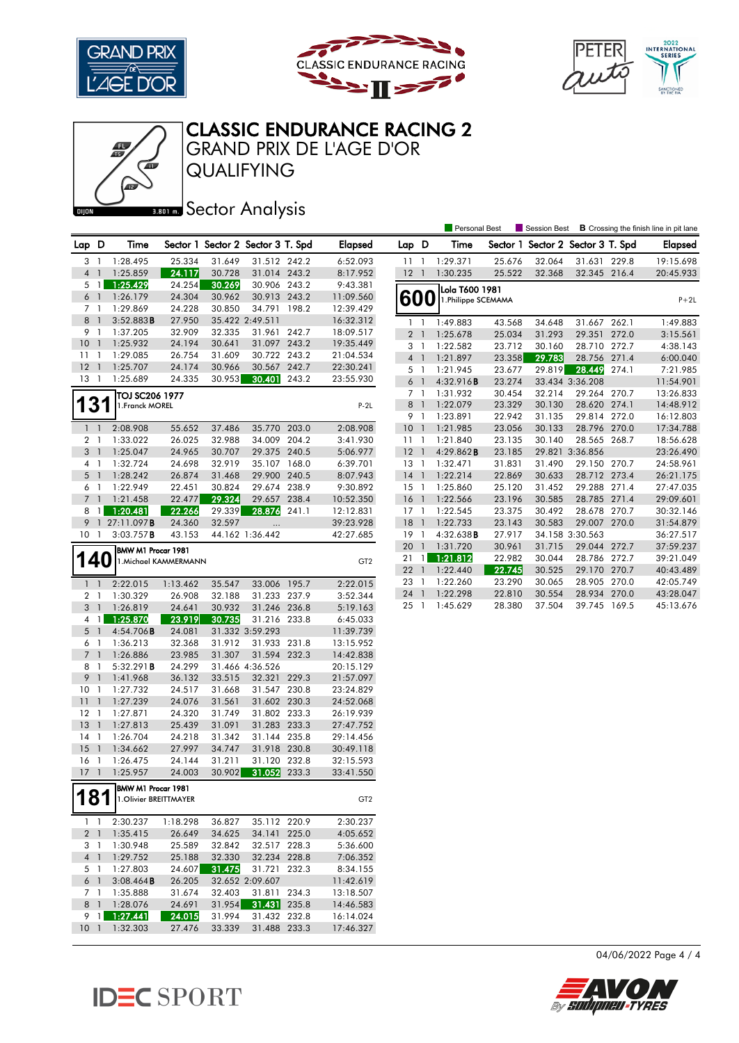# CLASSIC ENDURANCE RACING 2

## GRAND PRIX DE L'AGE D'OR

## QUALIFYING

## Sector Analysis

Personal Best | Session Best | **B** Crossing the finish line in pit lane

| Lap | D | Time | Sector 1 | Sector 2 | Sector 3 | T. Spd | Elapsed |
|---|---|---|---|---|---|---|---|
| 3 | 1 | 1:28.495 | 25.334 | 31.649 | 31.512 | 242.2 | 6:52.093 |
| 4 | 1 | 1:25.859 | 24.117 | 30.728 | 31.014 | 243.2 | 8:17.952 |
| 5 | 1 | 1:25.429 | 24.254 | 30.269 | 30.906 | 243.2 | 9:43.381 |
| 6 | 1 | 1:26.179 | 24.304 | 30.962 | 30.913 | 243.2 | 11:09.560 |
| 7 | 1 | 1:29.869 | 24.228 | 30.850 | 34.791 | 198.2 | 12:39.429 |
| 8 | 1 | 3:52.883 **B** | 27.950 | 35.422 | 2:49.511 | | 16:32.312 |
| 9 | 1 | 1:37.205 | 32.909 | 32.335 | 31.961 | 242.7 | 18:09.517 |
| 10 | 1 | 1:25.932 | 24.194 | 30.641 | 31.097 | 243.2 | 19:35.449 |
| 11 | 1 | 1:29.085 | 26.754 | 31.609 | 30.722 | 243.2 | 21:04.534 |
| 12 | 1 | 1:25.707 | 24.174 | 30.966 | 30.567 | 242.7 | 22:30.241 |
| 13 | 1 | 1:25.689 | 24.335 | 30.953 | 30.401 | 243.2 | 23:55.930 |

**131** TOJ SC206 1977 — 1.Franck MOREL — P-2L

| Lap | D | Time | Sector 1 | Sector 2 | Sector 3 | T. Spd | Elapsed |
|---|---|---|---|---|---|---|---|
| 1 | 1 | 2:08.908 | 55.652 | 37.486 | 35.770 | 203.0 | 2:08.908 |
| 2 | 1 | 1:33.022 | 26.025 | 32.988 | 34.009 | 204.2 | 3:41.930 |
| 3 | 1 | 1:25.047 | 24.965 | 30.707 | 29.375 | 240.5 | 5:06.977 |
| 4 | 1 | 1:32.724 | 24.698 | 32.919 | 35.107 | 168.0 | 6:39.701 |
| 5 | 1 | 1:28.242 | 26.874 | 31.468 | 29.900 | 240.5 | 8:07.943 |
| 6 | 1 | 1:22.949 | 22.451 | 30.824 | 29.674 | 238.9 | 9:30.892 |
| 7 | 1 | 1:21.458 | 22.477 | 29.324 | 29.657 | 238.4 | 10:52.350 |
| 8 | 1 | 1:20.481 | 22.266 | 29.339 | 28.876 | 241.1 | 12:12.831 |
| 9 | 1 | 27:11.097 **B** | 24.360 | 32.597 | ... | | 39:23.928 |
| 10 | 1 | 3:03.757 **B** | 43.153 | 44.162 | 1:36.442 | | 42:27.685 |

**140** BMW M1 Procar 1981 — 1.Michael KAMMERMANN — GT2

| Lap | D | Time | Sector 1 | Sector 2 | Sector 3 | T. Spd | Elapsed |
|---|---|---|---|---|---|---|---|
| 1 | 1 | 2:22.015 | 1:13.462 | 35.547 | 33.006 | 195.7 | 2:22.015 |
| 2 | 1 | 1:30.329 | 26.908 | 32.188 | 31.233 | 237.9 | 3:52.344 |
| 3 | 1 | 1:26.819 | 24.641 | 30.932 | 31.246 | 236.8 | 5:19.163 |
| 4 | 1 | 1:25.870 | 23.919 | 30.735 | 31.216 | 233.8 | 6:45.033 |
| 5 | 1 | 4:54.706 **B** | 24.081 | 31.332 | 3:59.293 | | 11:39.739 |
| 6 | 1 | 1:36.213 | 32.368 | 31.912 | 31.933 | 231.8 | 13:15.952 |
| 7 | 1 | 1:26.886 | 23.985 | 31.307 | 31.594 | 232.3 | 14:42.838 |
| 8 | 1 | 5:32.291 **B** | 24.299 | 31.466 | 4:36.526 | | 20:15.129 |
| 9 | 1 | 1:41.968 | 36.132 | 33.515 | 32.321 | 229.3 | 21:57.097 |
| 10 | 1 | 1:27.732 | 24.517 | 31.668 | 31.547 | 230.8 | 23:24.829 |
| 11 | 1 | 1:27.239 | 24.076 | 31.561 | 31.602 | 230.3 | 24:52.068 |
| 12 | 1 | 1:27.871 | 24.320 | 31.749 | 31.802 | 233.3 | 26:19.939 |
| 13 | 1 | 1:27.813 | 25.439 | 31.091 | 31.283 | 233.3 | 27:47.752 |
| 14 | 1 | 1:26.704 | 24.218 | 31.342 | 31.144 | 235.8 | 29:14.456 |
| 15 | 1 | 1:34.662 | 27.997 | 34.747 | 31.918 | 230.8 | 30:49.118 |
| 16 | 1 | 1:26.475 | 24.144 | 31.211 | 31.120 | 232.8 | 32:15.593 |
| 17 | 1 | 1:25.957 | 24.003 | 30.902 | 31.052 | 233.3 | 33:41.550 |

**181** BMW M1 Procar 1981 — 1.Olivier BREITTMAYER — GT2

| Lap | D | Time | Sector 1 | Sector 2 | Sector 3 | T. Spd | Elapsed |
|---|---|---|---|---|---|---|---|
| 1 | 1 | 2:30.237 | 1:18.298 | 36.827 | 35.112 | 220.9 | 2:30.237 |
| 2 | 1 | 1:35.415 | 26.649 | 34.625 | 34.141 | 225.0 | 4:05.652 |
| 3 | 1 | 1:30.948 | 25.589 | 32.842 | 32.517 | 228.3 | 5:36.600 |
| 4 | 1 | 1:29.752 | 25.188 | 32.330 | 32.234 | 228.8 | 7:06.352 |
| 5 | 1 | 1:27.803 | 24.607 | 31.475 | 31.721 | 232.3 | 8:34.155 |
| 6 | 1 | 3:08.464 **B** | 26.205 | 32.652 | 2:09.607 | | 11:42.619 |
| 7 | 1 | 1:35.888 | 31.674 | 32.403 | 31.811 | 234.3 | 13:18.507 |
| 8 | 1 | 1:28.076 | 24.691 | 31.954 | 31.431 | 235.8 | 14:46.583 |
| 9 | 1 | 1:27.441 | 24.015 | 31.994 | 31.432 | 232.8 | 16:14.024 |
| 10 | 1 | 1:32.303 | 27.476 | 33.339 | 31.488 | 233.3 | 17:46.327 |

| Lap | D | Time | Sector 1 | Sector 2 | Sector 3 | T. Spd | Elapsed |
|---|---|---|---|---|---|---|---|
| 11 | 1 | 1:29.371 | 25.676 | 32.064 | 31.631 | 229.8 | 19:15.698 |
| 12 | 1 | 1:30.235 | 25.522 | 32.368 | 32.345 | 216.4 | 20:45.933 |

**600** Lola T600 1981 — 1.Philippe SCEMAMA — P+2L

| Lap | D | Time | Sector 1 | Sector 2 | Sector 3 | T. Spd | Elapsed |
|---|---|---|---|---|---|---|---|
| 1 | 1 | 1:49.883 | 43.568 | 34.648 | 31.667 | 262.1 | 1:49.883 |
| 2 | 1 | 1:25.678 | 25.034 | 31.293 | 29.351 | 272.0 | 3:15.561 |
| 3 | 1 | 1:22.582 | 23.712 | 30.160 | 28.710 | 272.7 | 4:38.143 |
| 4 | 1 | 1:21.897 | 23.358 | 29.783 | 28.756 | 271.4 | 6:00.040 |
| 5 | 1 | 1:21.945 | 23.677 | 29.819 | 28.449 | 274.1 | 7:21.985 |
| 6 | 1 | 4:32.916 **B** | 23.274 | 33.434 | 3:36.208 | | 11:54.901 |
| 7 | 1 | 1:31.932 | 30.454 | 32.214 | 29.264 | 270.7 | 13:26.833 |
| 8 | 1 | 1:22.079 | 23.329 | 30.130 | 28.620 | 274.1 | 14:48.912 |
| 9 | 1 | 1:23.891 | 22.942 | 31.135 | 29.814 | 272.0 | 16:12.803 |
| 10 | 1 | 1:21.985 | 23.056 | 30.133 | 28.796 | 270.0 | 17:34.788 |
| 11 | 1 | 1:21.840 | 23.135 | 30.140 | 28.565 | 268.7 | 18:56.628 |
| 12 | 1 | 4:29.862 **B** | 23.185 | 29.821 | 3:36.856 | | 23:26.490 |
| 13 | 1 | 1:32.471 | 31.831 | 31.490 | 29.150 | 270.7 | 24:58.961 |
| 14 | 1 | 1:22.214 | 22.869 | 30.633 | 28.712 | 273.4 | 26:21.175 |
| 15 | 1 | 1:25.860 | 25.120 | 31.452 | 29.288 | 271.4 | 27:47.035 |
| 16 | 1 | 1:22.566 | 23.196 | 30.585 | 28.785 | 271.4 | 29:09.601 |
| 17 | 1 | 1:22.545 | 23.375 | 30.492 | 28.678 | 270.7 | 30:32.146 |
| 18 | 1 | 1:22.733 | 23.143 | 30.583 | 29.007 | 270.0 | 31:54.879 |
| 19 | 1 | 4:32.638 **B** | 27.917 | 34.158 | 3:30.563 | | 36:27.517 |
| 20 | 1 | 1:31.720 | 30.961 | 31.715 | 29.044 | 272.7 | 37:59.237 |
| 21 | 1 | 1:21.812 | 22.982 | 30.044 | 28.786 | 272.7 | 39:21.049 |
| 22 | 1 | 1:22.440 | 22.745 | 30.525 | 29.170 | 270.7 | 40:43.489 |
| 23 | 1 | 1:22.260 | 23.290 | 30.065 | 28.905 | 270.0 | 42:05.749 |
| 24 | 1 | 1:22.298 | 22.810 | 30.554 | 28.934 | 270.0 | 43:28.047 |
| 25 | 1 | 1:45.629 | 28.380 | 37.504 | 39.745 | 169.5 | 45:13.676 |

04/06/2022